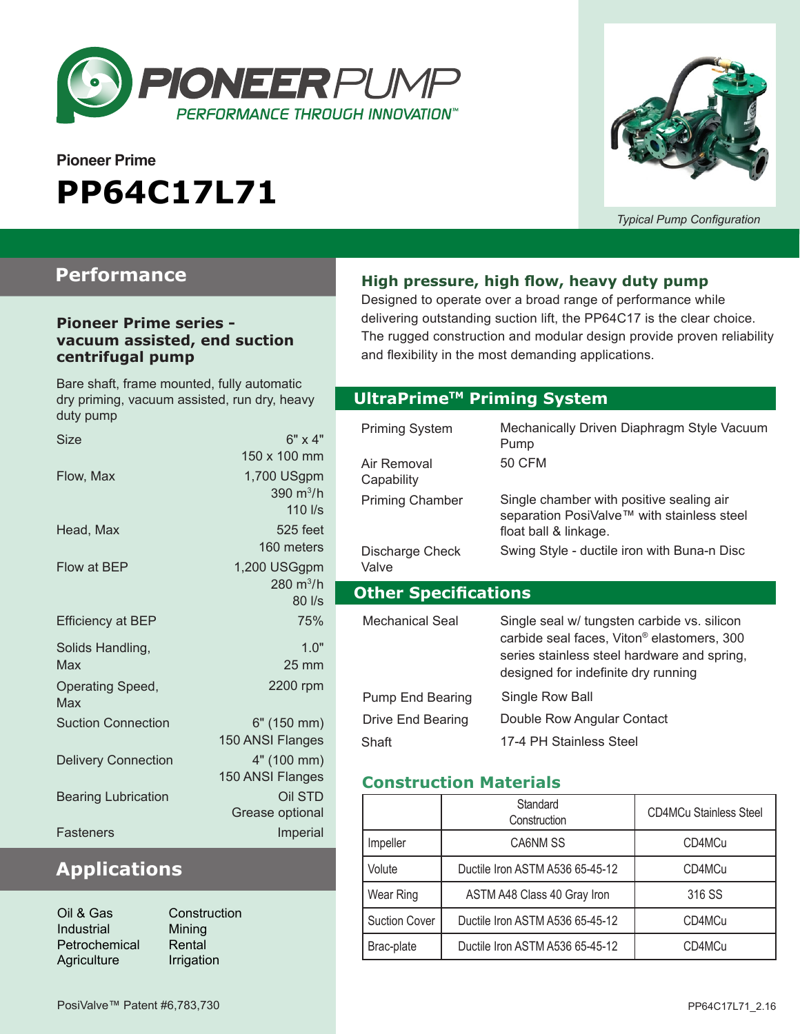PIONEER PUMP

PERFORMANCE THROUGH INNOVATION™

Pioneer Prime

# PP64C17L71

*Typical Pump Configuration*

## Performance

### Pioneer Prime series - vacuum assisted, end suction centrifugal pump

Bare shaft, frame mounted, fully automatic dry priming, vacuum assisted, run dry, heavy duty pump

| | |
|---|---|
| Size | 6" x 4"<br>150 x 100 mm |
| Flow, Max | 1,700 USgpm<br>390 $m^3/h$<br>110 l/s |
| Head, Max | 525 feet<br>160 meters |
| Flow at BEP | 1,200 USGgpm<br>280 $m^3/h$<br>80 l/s |
| Efficiency at BEP | 75% |
| Solids Handling, Max | 1.0"<br>25 mm |
| Operating Speed, Max | 2200 rpm |
| Suction Connection | 6" (150 mm)<br>150 ANSI Flanges |
| Delivery Connection | 4" (100 mm)<br>150 ANSI Flanges |
| Bearing Lubrication | Oil STD<br>Grease optional |
| Fasteners | Imperial |

## Applications

- Oil & Gas
- Industrial
- Petrochemical
- Agriculture
- Construction
- Mining
- Rental
- Irrigation

### High pressure, high flow, heavy duty pump

Designed to operate over a broad range of performance while delivering outstanding suction lift, the PP64C17 is the clear choice. The rugged construction and modular design provide proven reliability and flexibility in the most demanding applications.

## UltraPrime™ Priming System

| | |
|---|---|
| Priming System | Mechanically Driven Diaphragm Style Vacuum Pump |
| Air Removal Capability | 50 CFM |
| Priming Chamber | Single chamber with positive sealing air separation PosiValve™ with stainless steel float ball & linkage. |
| Discharge Check Valve | Swing Style - ductile iron with Buna-n Disc |

## Other Specifications

| | |
|---|---|
| Mechanical Seal | Single seal w/ tungsten carbide vs. silicon carbide seal faces, Viton® elastomers, 300 series stainless steel hardware and spring, designed for indefinite dry running |
| Pump End Bearing | Single Row Ball |
| Drive End Bearing | Double Row Angular Contact |
| Shaft | 17-4 PH Stainless Steel |

### Construction Materials

| | Standard Construction | CD4MCu Stainless Steel |
|---|---|---|
| Impeller | CA6NM SS | CD4MCu |
| Volute | Ductile Iron ASTM A536 65-45-12 | CD4MCu |
| Wear Ring | ASTM A48 Class 40 Gray Iron | 316 SS |
| Suction Cover | Ductile Iron ASTM A536 65-45-12 | CD4MCu |
| Brac-plate | Ductile Iron ASTM A536 65-45-12 | CD4MCu |

PosiValve™ Patent #6,783,730

PP64C17L71_2.16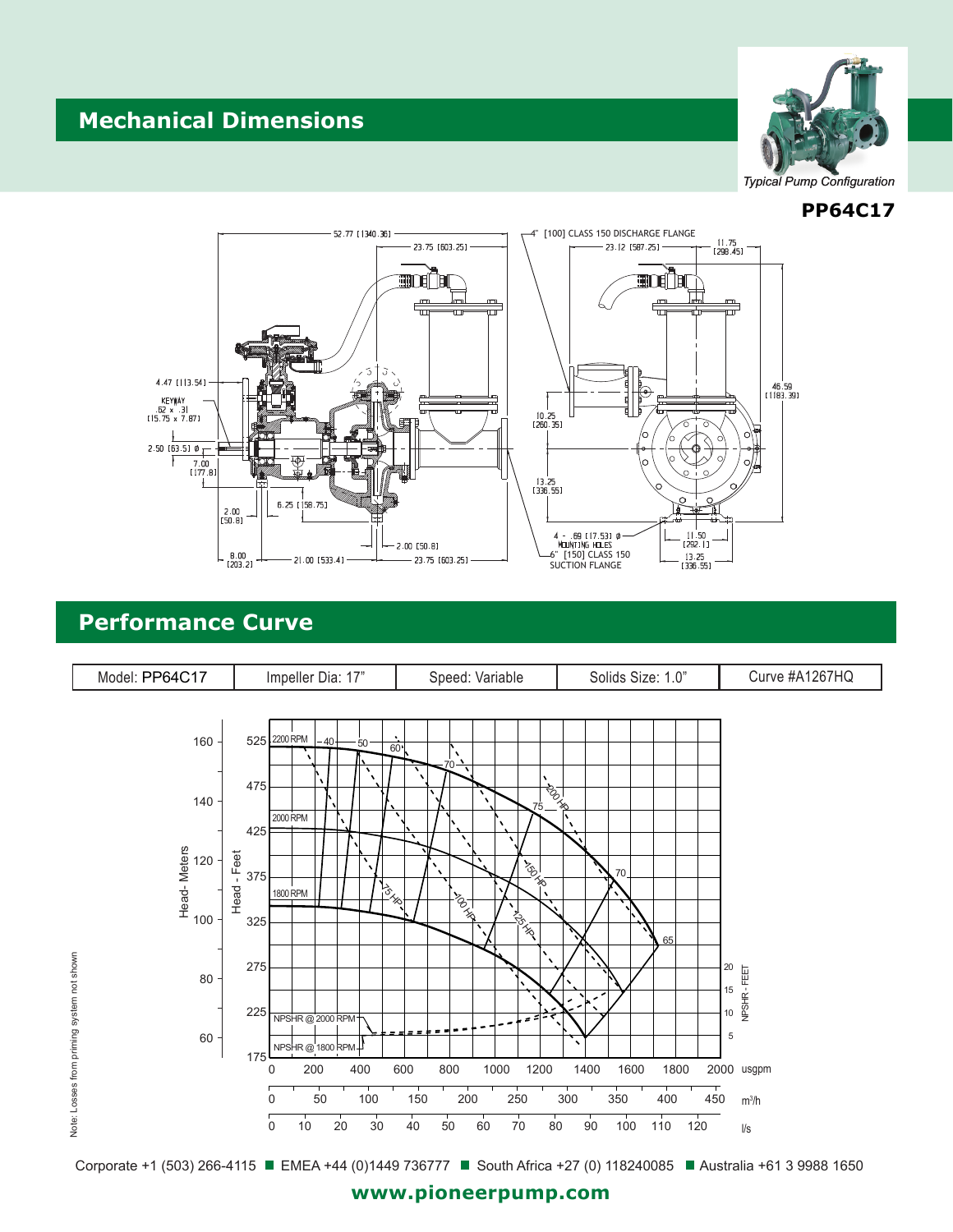## Mechanical Dimensions

Typical Pump Configuration

**PP64C17**

52.77 [1340.36]
23.75 [603.25]
4" [100] CLASS 150 DISCHARGE FLANGE
23.12 [587.25]
11.75 [298.45]
4.47 [113.54]
KEYWAY .62 x .31 [15.75 x 7.87]
2.50 [63.5] ø
7.00 [177.8]
2.00 [50.8]
6.25 [158.75]
10.25 [260.35]
13.25 [336.55]
46.59 [1183.39]
4 - .69 [17.53] ø MOUNTING HOLES
6" [150] CLASS 150 SUCTION FLANGE
11.50 [292.1]
13.25 [336.55]
2.00 [50.8]
8.00 [203.2]
21.00 [533.4]
23.75 [603.25]

## Performance Curve

| Model: PP64C17 | Impeller Dia: 17" | Speed: Variable | Solids Size: 1.0" | Curve #A1267HQ |
|---|---|---|---|---|

Head- Meters: 60, 80, 100, 120, 140, 160

Head - Feet: 175, 225, 275, 325, 375, 425, 475, 525

2200 RPM
2000 RPM
1800 RPM

40, 50, 60, 70, 75, 70, 65

200 HP, 150 HP, 125 HP, 100 HP, 75 HP

NPSHR @ 2000 RPM
NPSHR @ 1800 RPM

NPSHR - FEET: 5, 10, 15, 20

usgpm: 0, 200, 400, 600, 800, 1000, 1200, 1400, 1600, 1800, 2000

m³/h: 0, 50, 100, 150, 200, 250, 300, 350, 400, 450

l/s: 0, 10, 20, 30, 40, 50, 60, 70, 80, 90, 100, 110, 120

Note: Losses from priming system not shown

Corporate +1 (503) 266-4115 ■ EMEA +44 (0)1449 736777 ■ South Africa +27 (0) 118240085 ■ Australia +61 3 9988 1650

**www.pioneerpump.com**